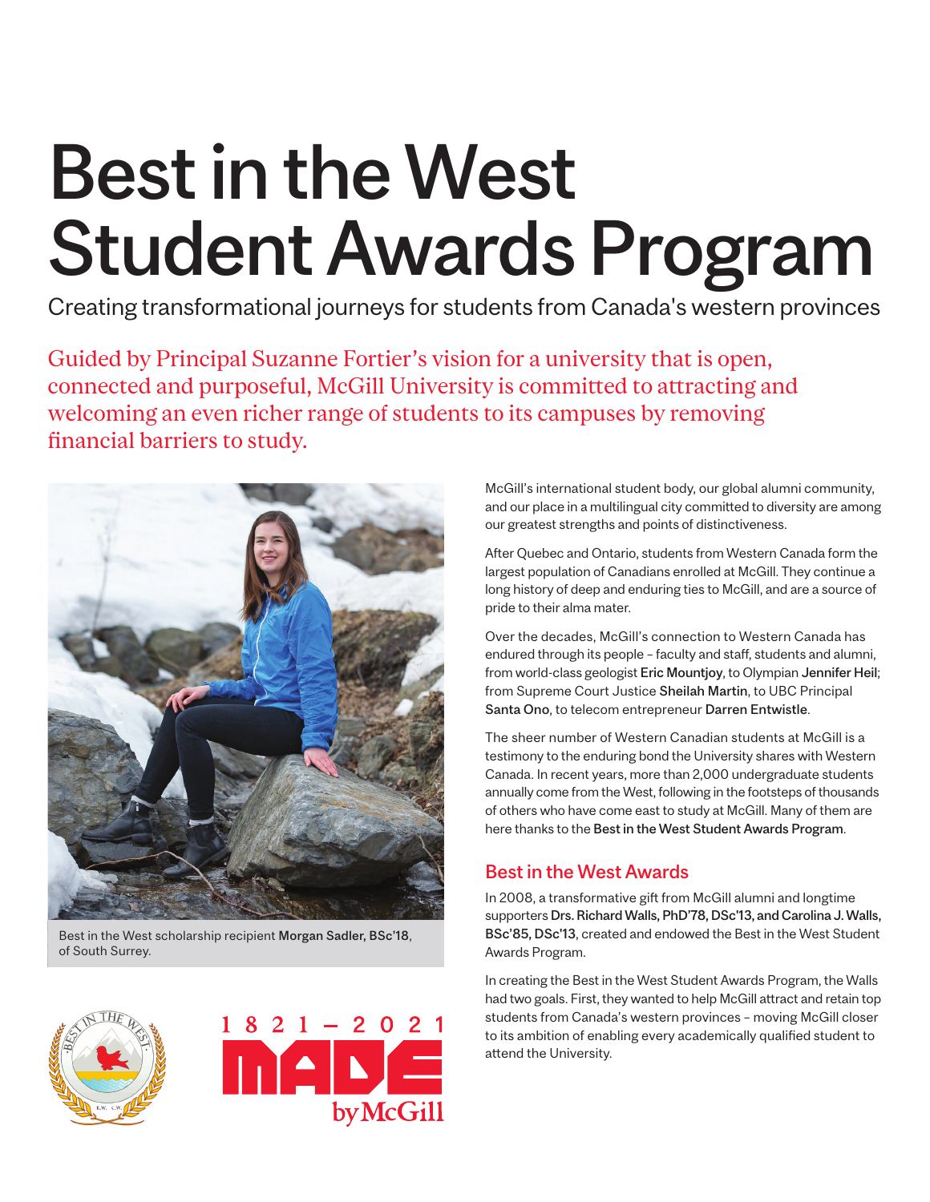# Best in the West Student Awards Program

Creating transformational journeys for students from Canada's western provinces

Guided by Principal Suzanne Fortier's vision for a university that is open, connected and purposeful, McGill University is committed to attracting and welcoming an even richer range of students to its campuses by removing financial barriers to study.

Best in the West scholarship recipient **Morgan Sadler, BSc'18**, of South Surrey.

McGill's international student body, our global alumni community, and our place in a multilingual city committed to diversity are among our greatest strengths and points of distinctiveness.

After Quebec and Ontario, students from Western Canada form the largest population of Canadians enrolled at McGill. They continue a long history of deep and enduring ties to McGill, and are a source of pride to their alma mater.

Over the decades, McGill's connection to Western Canada has endured through its people – faculty and staff, students and alumni, from world-class geologist **Eric Mountjoy**, to Olympian **Jennifer Heil**; from Supreme Court Justice **Sheilah Martin**, to UBC Principal **Santa Ono**, to telecom entrepreneur **Darren Entwistle**.

The sheer number of Western Canadian students at McGill is a testimony to the enduring bond the University shares with Western Canada. In recent years, more than 2,000 undergraduate students annually come from the West, following in the footsteps of thousands of others who have come east to study at McGill. Many of them are here thanks to the **Best in the West Student Awards Program**.

## Best in the West Awards

In 2008, a transformative gift from McGill alumni and longtime supporters **Drs. Richard Walls, PhD'78, DSc'13, and Carolina J. Walls, BSc'85, DSc'13**, created and endowed the Best in the West Student Awards Program.

In creating the Best in the West Student Awards Program, the Walls had two goals. First, they wanted to help McGill attract and retain top students from Canada's western provinces – moving McGill closer to its ambition of enabling every academically qualified student to attend the University.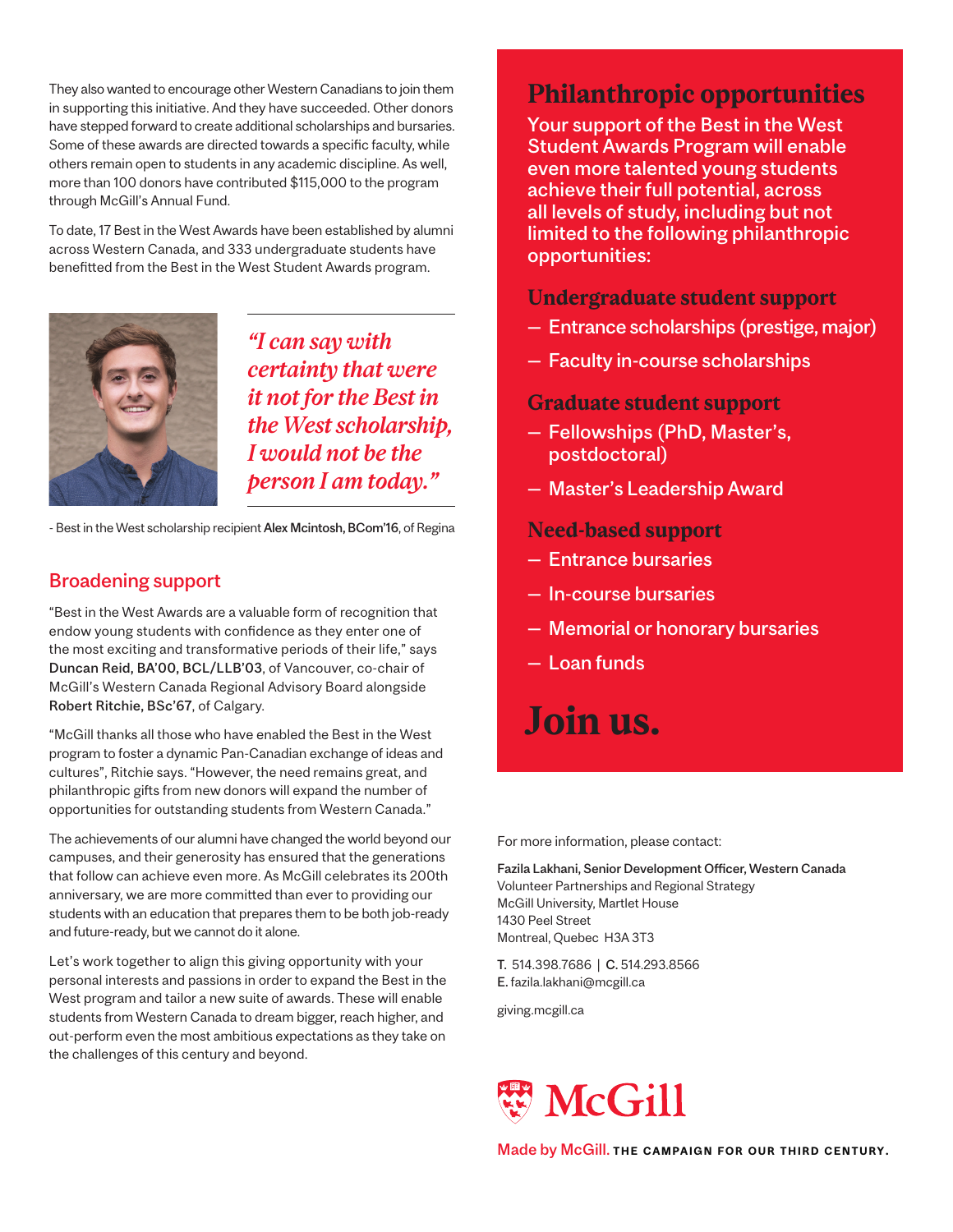They also wanted to encourage other Western Canadians to join them in supporting this initiative. And they have succeeded. Other donors have stepped forward to create additional scholarships and bursaries. Some of these awards are directed towards a specific faculty, while others remain open to students in any academic discipline. As well, more than 100 donors have contributed $115,000 to the program through McGill's Annual Fund.

To date, 17 Best in the West Awards have been established by alumni across Western Canada, and 333 undergraduate students have benefitted from the Best in the West Student Awards program.

> *"I can say with certainty that were it not for the Best in the West scholarship, I would not be the person I am today."*

- Best in the West scholarship recipient **Alex Mcintosh, BCom'16**, of Regina

## Broadening support

"Best in the West Awards are a valuable form of recognition that endow young students with confidence as they enter one of the most exciting and transformative periods of their life," says **Duncan Reid, BA'00, BCL/LLB'03**, of Vancouver, co-chair of McGill's Western Canada Regional Advisory Board alongside **Robert Ritchie, BSc'67**, of Calgary.

"McGill thanks all those who have enabled the Best in the West program to foster a dynamic Pan-Canadian exchange of ideas and cultures", Ritchie says. "However, the need remains great, and philanthropic gifts from new donors will expand the number of opportunities for outstanding students from Western Canada."

The achievements of our alumni have changed the world beyond our campuses, and their generosity has ensured that the generations that follow can achieve even more. As McGill celebrates its 200th anniversary, we are more committed than ever to providing our students with an education that prepares them to be both job-ready and future-ready, but we cannot do it alone.

Let's work together to align this giving opportunity with your personal interests and passions in order to expand the Best in the West program and tailor a new suite of awards. These will enable students from Western Canada to dream bigger, reach higher, and out-perform even the most ambitious expectations as they take on the challenges of this century and beyond.

## Philanthropic opportunities

Your support of the Best in the West Student Awards Program will enable even more talented young students achieve their full potential, across all levels of study, including but not limited to the following philanthropic opportunities:

### Undergraduate student support

- Entrance scholarships (prestige, major)
- Faculty in-course scholarships

### Graduate student support

- Fellowships (PhD, Master's, postdoctoral)
- Master's Leadership Award

### Need-based support

- Entrance bursaries
- In-course bursaries
- Memorial or honorary bursaries
- Loan funds

# Join us.

For more information, please contact:

**Fazila Lakhani, Senior Development Officer, Western Canada**
Volunteer Partnerships and Regional Strategy
McGill University, Martlet House
1430 Peel Street
Montreal, Quebec H3A 3T3

**T.** 514.398.7686 | **C.** 514.293.8566
**E.** fazila.lakhani@mcgill.ca

giving.mcgill.ca

McGill

Made by McGill. **THE CAMPAIGN FOR OUR THIRD CENTURY.**